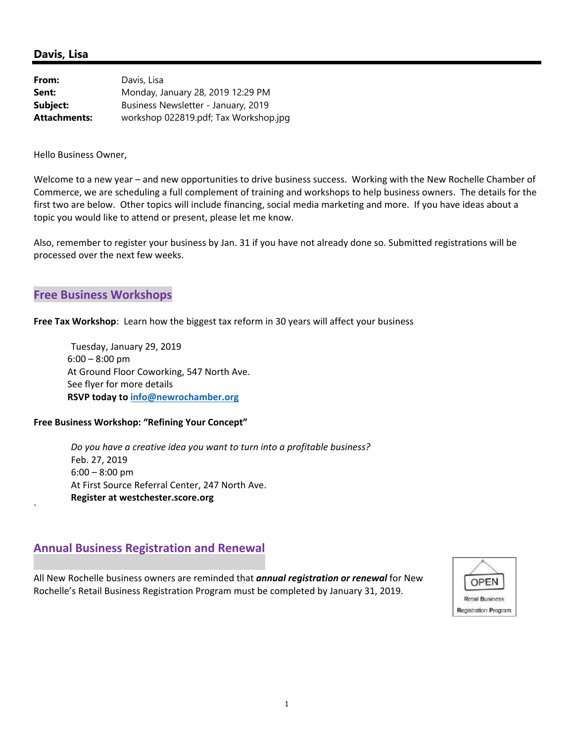## Davis, Lisa

**From:** Davis, Lisa
**Sent:** Monday, January 28, 2019 12:29 PM
**Subject:** Business Newsletter - January, 2019
**Attachments:** workshop 022819.pdf; Tax Workshop.jpg

Hello Business Owner,

Welcome to a new year – and new opportunities to drive business success. Working with the New Rochelle Chamber of Commerce, we are scheduling a full complement of training and workshops to help business owners. The details for the first two are below. Other topics will include financing, social media marketing and more. If you have ideas about a topic you would like to attend or present, please let me know.

Also, remember to register your business by Jan. 31 if you have not already done so. Submitted registrations will be processed over the next few weeks.

### Free Business Workshops

**Free Tax Workshop**: Learn how the biggest tax reform in 30 years will affect your business

> Tuesday, January 29, 2019
> 6:00 – 8:00 pm
> At Ground Floor Coworking, 547 North Ave.
> See flyer for more details
> **RSVP today to info@newrochamber.org**

**Free Business Workshop: "Refining Your Concept"**

> *Do you have a creative idea you want to turn into a profitable business?*
> Feb. 27, 2019
> 6:00 – 8:00 pm
> At First Source Referral Center, 247 North Ave.
> **Register at westchester.score.org**

`

### Annual Business Registration and Renewal

All New Rochelle business owners are reminded that ***annual registration or renewal*** for New Rochelle's Retail Business Registration Program must be completed by January 31, 2019.

OPEN
Retail Business
Registration Program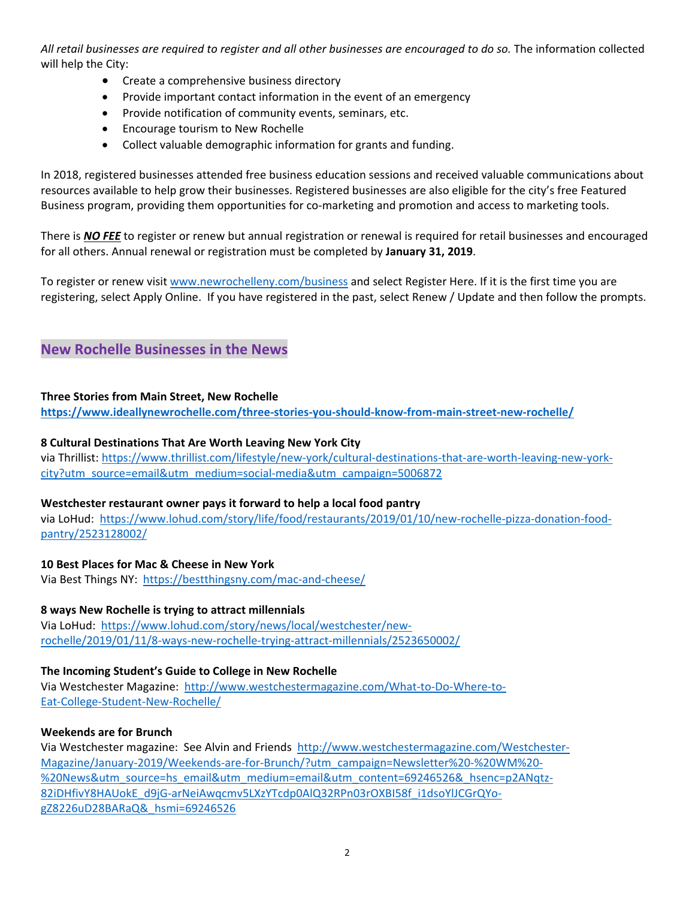*All retail businesses are required to register and all other businesses are encouraged to do so.* The information collected will help the City:

- Create a comprehensive business directory
- Provide important contact information in the event of an emergency
- Provide notification of community events, seminars, etc.
- Encourage tourism to New Rochelle
- Collect valuable demographic information for grants and funding.

In 2018, registered businesses attended free business education sessions and received valuable communications about resources available to help grow their businesses. Registered businesses are also eligible for the city's free Featured Business program, providing them opportunities for co-marketing and promotion and access to marketing tools.

There is ***NO FEE*** to register or renew but annual registration or renewal is required for retail businesses and encouraged for all others. Annual renewal or registration must be completed by **January 31, 2019**.

To register or renew visit www.newrochelleny.com/business and select Register Here. If it is the first time you are registering, select Apply Online. If you have registered in the past, select Renew / Update and then follow the prompts.

## New Rochelle Businesses in the News

**Three Stories from Main Street, New Rochelle**
**https://www.ideallynewrochelle.com/three-stories-you-should-know-from-main-street-new-rochelle/**

**8 Cultural Destinations That Are Worth Leaving New York City**
via Thrillist: https://www.thrillist.com/lifestyle/new-york/cultural-destinations-that-are-worth-leaving-new-york-city?utm_source=email&utm_medium=social-media&utm_campaign=5006872

**Westchester restaurant owner pays it forward to help a local food pantry**
via LoHud: https://www.lohud.com/story/life/food/restaurants/2019/01/10/new-rochelle-pizza-donation-food-pantry/2523128002/

**10 Best Places for Mac & Cheese in New York**
Via Best Things NY: https://bestthingsny.com/mac-and-cheese/

**8 ways New Rochelle is trying to attract millennials**
Via LoHud: https://www.lohud.com/story/news/local/westchester/new-rochelle/2019/01/11/8-ways-new-rochelle-trying-attract-millennials/2523650002/

**The Incoming Student's Guide to College in New Rochelle**
Via Westchester Magazine: http://www.westchestermagazine.com/What-to-Do-Where-to-Eat-College-Student-New-Rochelle/

**Weekends are for Brunch**
Via Westchester magazine: See Alvin and Friends http://www.westchestermagazine.com/Westchester-Magazine/January-2019/Weekends-are-for-Brunch/?utm_campaign=Newsletter%20-%20WM%20-%20News&utm_source=hs_email&utm_medium=email&utm_content=69246526&_hsenc=p2ANqtz-82iDHfivY8HAUokE_d9jG-arNeiAwqcmv5LXzYTcdp0AlQ32RPn03rOXBI58f_i1dsoYlJCGrQYo-gZ8226uD28BARaQ&_hsmi=69246526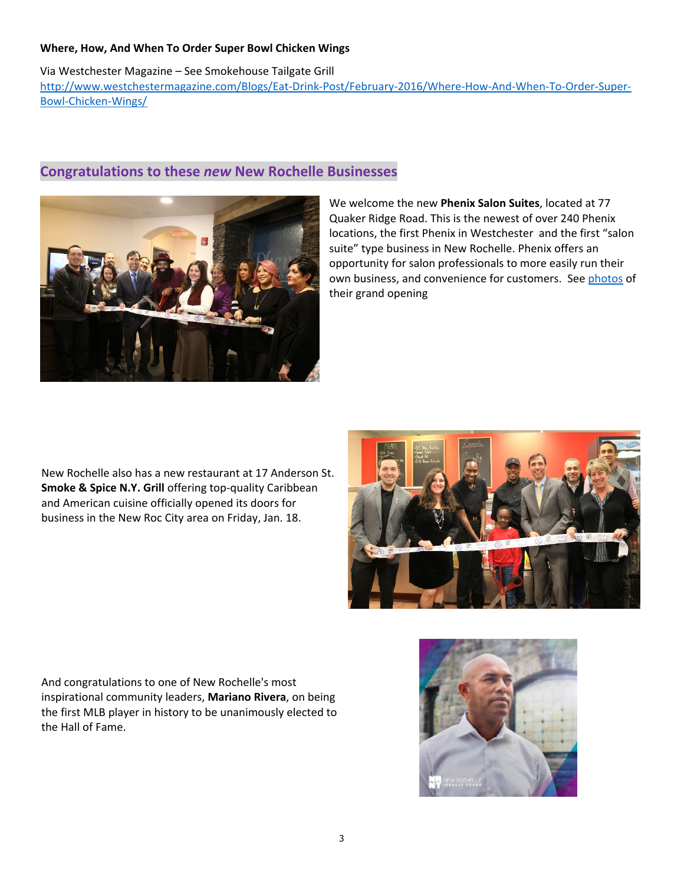**Where, How, And When To Order Super Bowl Chicken Wings**

Via Westchester Magazine – See Smokehouse Tailgate Grill
[http://www.westchestermagazine.com/Blogs/Eat-Drink-Post/February-2016/Where-How-And-When-To-Order-Super-Bowl-Chicken-Wings/](http://www.westchestermagazine.com/Blogs/Eat-Drink-Post/February-2016/Where-How-And-When-To-Order-Super-Bowl-Chicken-Wings/)

## Congratulations to these *new* New Rochelle Businesses

We welcome the new **Phenix Salon Suites**, located at 77 Quaker Ridge Road. This is the newest of over 240 Phenix locations, the first Phenix in Westchester and the first "salon suite" type business in New Rochelle. Phenix offers an opportunity for salon professionals to more easily run their own business, and convenience for customers. See photos of their grand opening

New Rochelle also has a new restaurant at 17 Anderson St. **Smoke & Spice N.Y. Grill** offering top-quality Caribbean and American cuisine officially opened its doors for business in the New Roc City area on Friday, Jan. 18.

And congratulations to one of New Rochelle's most inspirational community leaders, **Mariano Rivera**, on being the first MLB player in history to be unanimously elected to the Hall of Fame.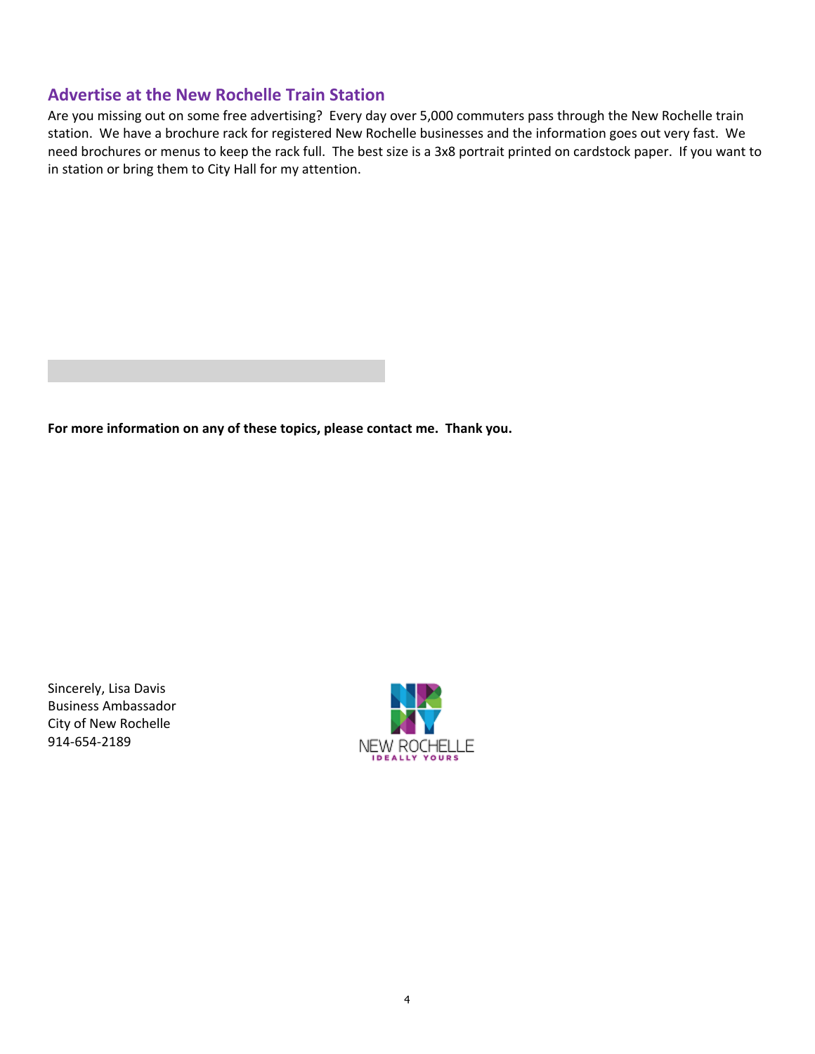## Advertise at the New Rochelle Train Station

Are you missing out on some free advertising? Every day over 5,000 commuters pass through the New Rochelle train station. We have a brochure rack for registered New Rochelle businesses and the information goes out very fast. We need brochures or menus to keep the rack full. The best size is a 3x8 portrait printed on cardstock paper. If you want to in station or bring them to City Hall for my attention.

**For more information on any of these topics, please contact me. Thank you.**

Sincerely, Lisa Davis
Business Ambassador
City of New Rochelle
914-654-2189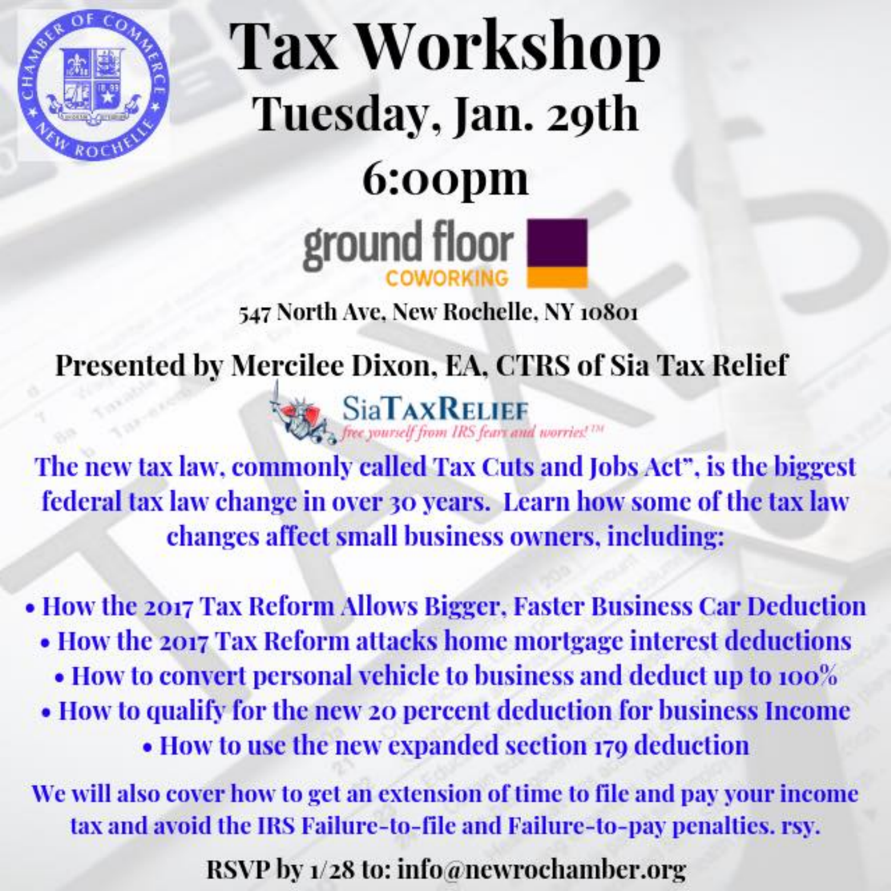# Tax Workshop

## Tuesday, Jan. 29th

## 6:00pm

ground floor COWORKING

547 North Ave, New Rochelle, NY 10801

**Presented by Mercilee Dixon, EA, CTRS of Sia Tax Relief**

SiaTaxRelief

*free yourself from IRS fears and worries!™*

**The new tax law, commonly called Tax Cuts and Jobs Act", is the biggest federal tax law change in over 30 years. Learn how some of the tax law changes affect small business owners, including:**

- **How the 2017 Tax Reform Allows Bigger, Faster Business Car Deduction**
- **How the 2017 Tax Reform attacks home mortgage interest deductions**
- **How to convert personal vehicle to business and deduct up to 100%**
- **How to qualify for the new 20 percent deduction for business Income**
- **How to use the new expanded section 179 deduction**

**We will also cover how to get an extension of time to file and pay your income tax and avoid the IRS Failure-to-file and Failure-to-pay penalties. rsy.**

**RSVP by 1/28 to: info@newrochamber.org**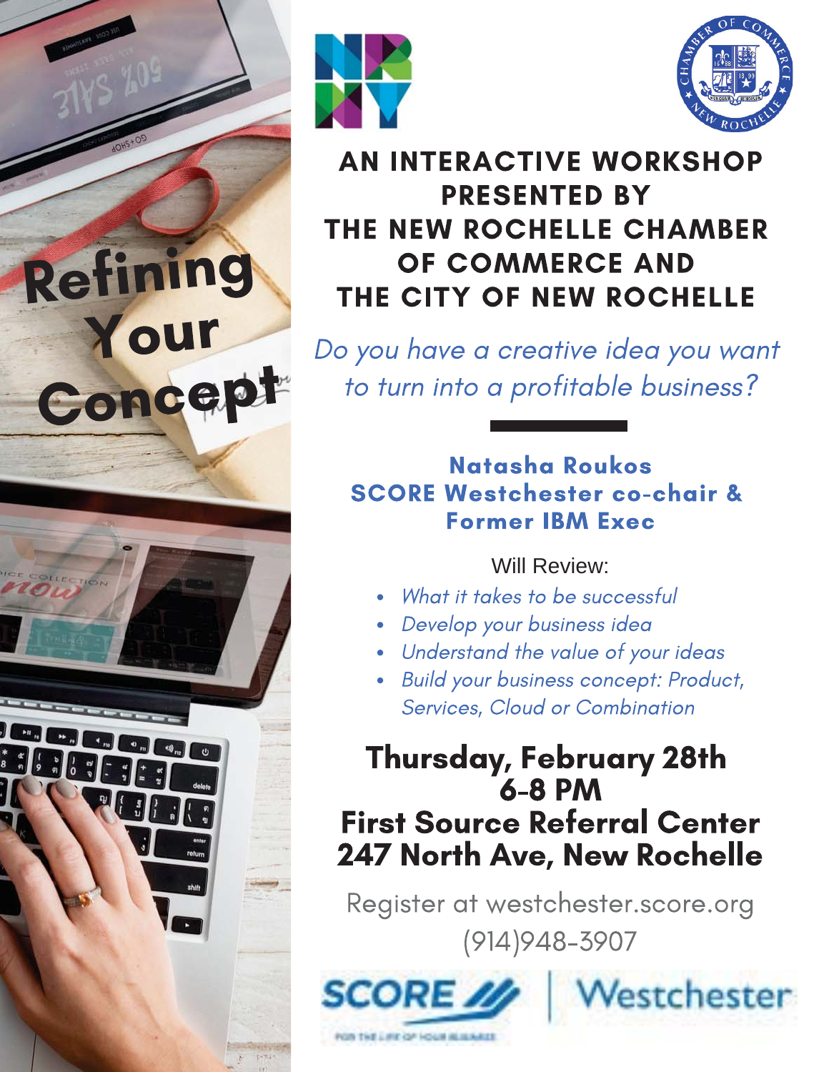# Refining Your Concept

## AN INTERACTIVE WORKSHOP PRESENTED BY THE NEW ROCHELLE CHAMBER OF COMMERCE AND THE CITY OF NEW ROCHELLE

*Do you have a creative idea you want to turn into a profitable business?*

**Natasha Roukos**
**SCORE Westchester co-chair &**
**Former IBM Exec**

Will Review:

- *What it takes to be successful*
- *Develop your business idea*
- *Understand the value of your ideas*
- *Build your business concept: Product, Services, Cloud or Combination*

**Thursday, February 28th**
**6-8 PM**
**First Source Referral Center**
**247 North Ave, New Rochelle**

Register at westchester.score.org
(914)948-3907

SCORE | Westchester